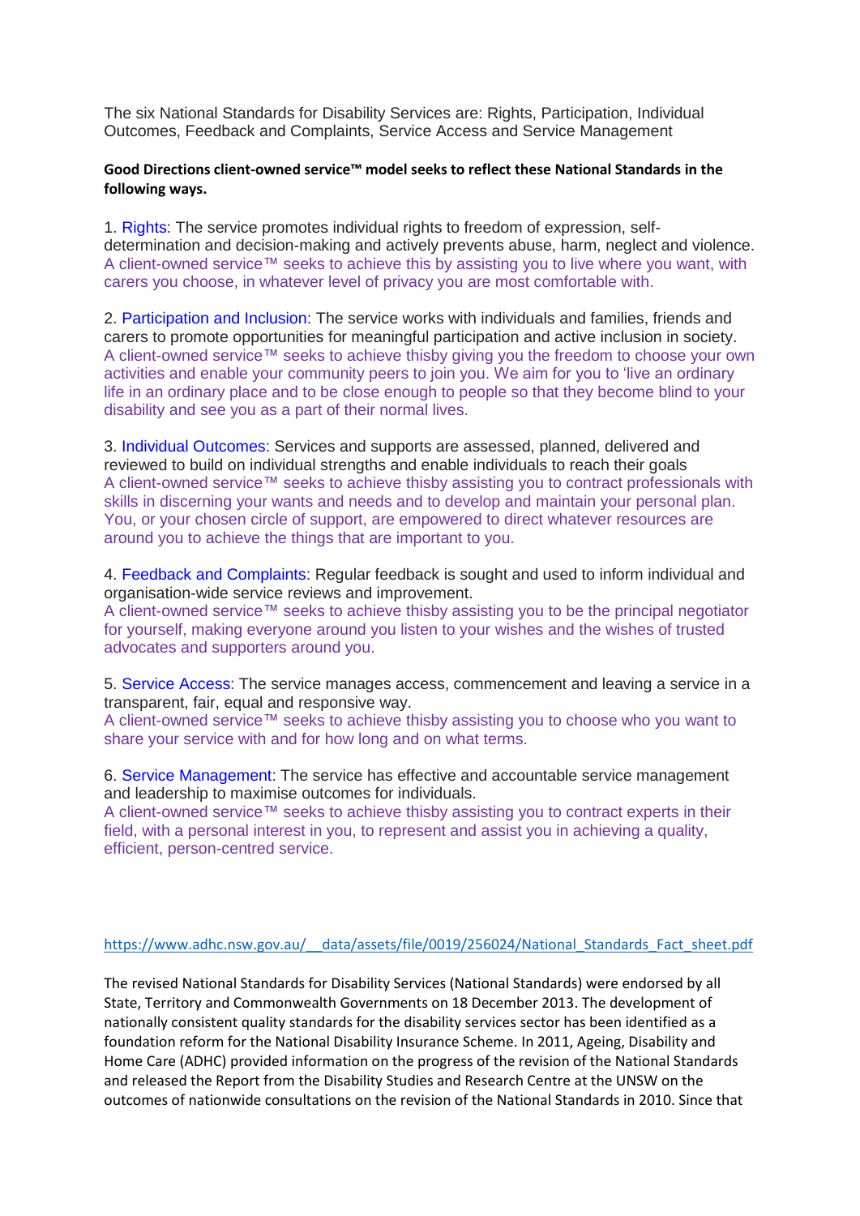The six National Standards for Disability Services are: Rights, Participation, Individual Outcomes, Feedback and Complaints, Service Access and Service Management

**Good Directions client-owned service™ model seeks to reflect these National Standards in the following ways.**

1. Rights: The service promotes individual rights to freedom of expression, self-determination and decision-making and actively prevents abuse, harm, neglect and violence. A client-owned service™ seeks to achieve this by assisting you to live where you want, with carers you choose, in whatever level of privacy you are most comfortable with.

2. Participation and Inclusion: The service works with individuals and families, friends and carers to promote opportunities for meaningful participation and active inclusion in society. A client-owned service™ seeks to achieve thisby giving you the freedom to choose your own activities and enable your community peers to join you. We aim for you to 'live an ordinary life in an ordinary place and to be close enough to people so that they become blind to your disability and see you as a part of their normal lives.

3. Individual Outcomes: Services and supports are assessed, planned, delivered and reviewed to build on individual strengths and enable individuals to reach their goals A client-owned service™ seeks to achieve thisby assisting you to contract professionals with skills in discerning your wants and needs and to develop and maintain your personal plan. You, or your chosen circle of support, are empowered to direct whatever resources are around you to achieve the things that are important to you.

4. Feedback and Complaints: Regular feedback is sought and used to inform individual and organisation-wide service reviews and improvement.
A client-owned service™ seeks to achieve thisby assisting you to be the principal negotiator for yourself, making everyone around you listen to your wishes and the wishes of trusted advocates and supporters around you.

5. Service Access: The service manages access, commencement and leaving a service in a transparent, fair, equal and responsive way.
A client-owned service™ seeks to achieve thisby assisting you to choose who you want to share your service with and for how long and on what terms.

6. Service Management: The service has effective and accountable service management and leadership to maximise outcomes for individuals.
A client-owned service™ seeks to achieve thisby assisting you to contract experts in their field, with a personal interest in you, to represent and assist you in achieving a quality, efficient, person-centred service.

https://www.adhc.nsw.gov.au/__data/assets/file/0019/256024/National_Standards_Fact_sheet.pdf

The revised National Standards for Disability Services (National Standards) were endorsed by all State, Territory and Commonwealth Governments on 18 December 2013. The development of nationally consistent quality standards for the disability services sector has been identified as a foundation reform for the National Disability Insurance Scheme. In 2011, Ageing, Disability and Home Care (ADHC) provided information on the progress of the revision of the National Standards and released the Report from the Disability Studies and Research Centre at the UNSW on the outcomes of nationwide consultations on the revision of the National Standards in 2010. Since that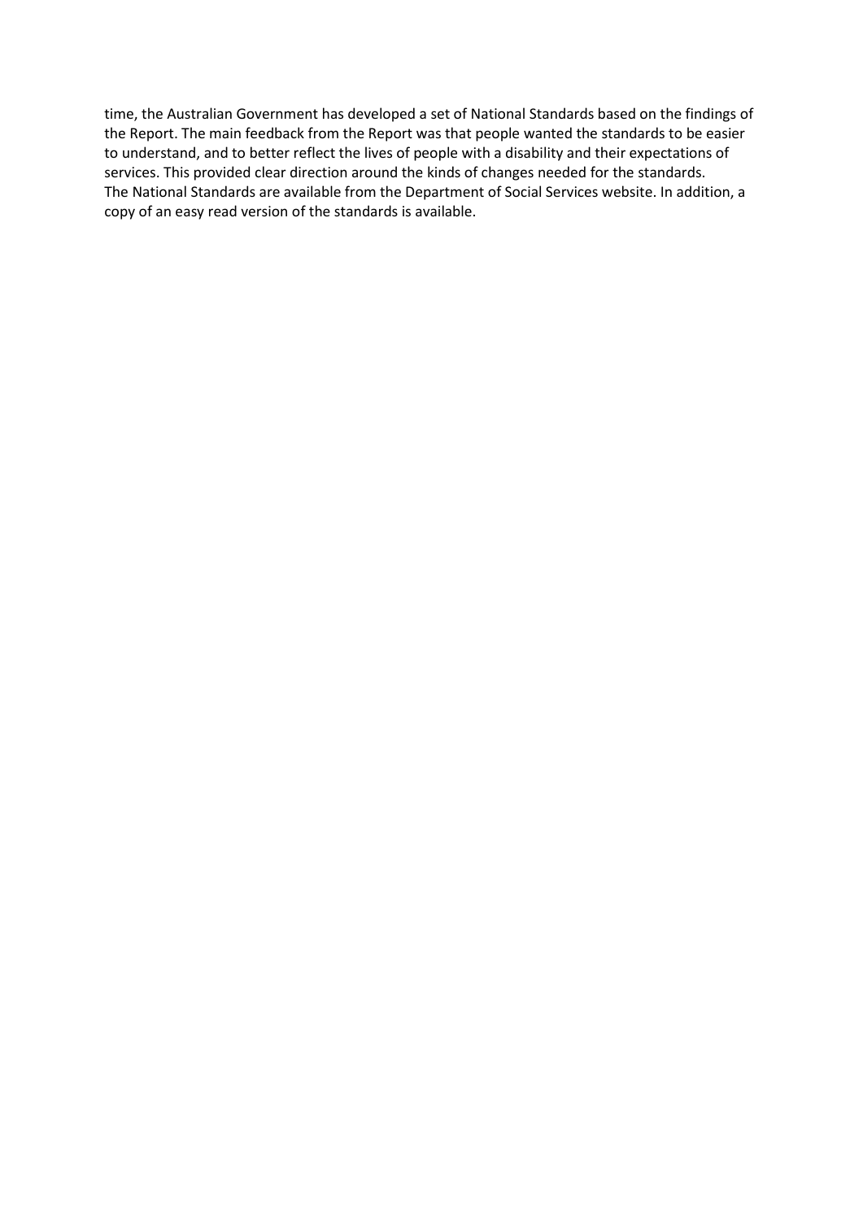time, the Australian Government has developed a set of National Standards based on the findings of the Report. The main feedback from the Report was that people wanted the standards to be easier to understand, and to better reflect the lives of people with a disability and their expectations of services. This provided clear direction around the kinds of changes needed for the standards.
The National Standards are available from the Department of Social Services website. In addition, a copy of an easy read version of the standards is available.